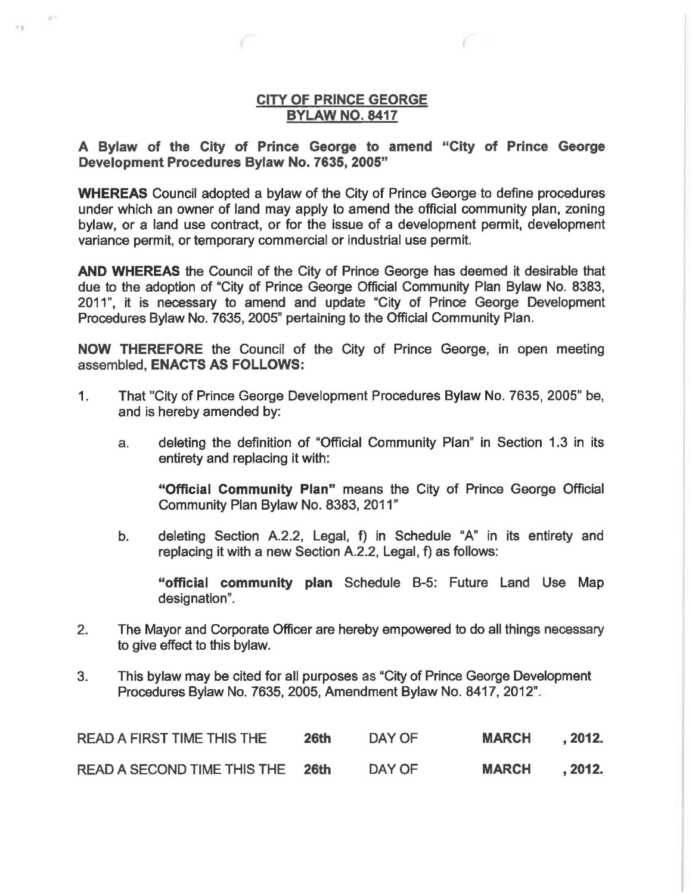# CITY OF PRINCE GEORGE
## BYLAW NO. 8417

**A Bylaw of the City of Prince George to amend "City of Prince George Development Procedures Bylaw No. 7635, 2005"**

**WHEREAS** Council adopted a bylaw of the City of Prince George to define procedures under which an owner of land may apply to amend the official community plan, zoning bylaw, or a land use contract, or for the issue of a development permit, development variance permit, or temporary commercial or industrial use permit.

**AND WHEREAS** the Council of the City of Prince George has deemed it desirable that due to the adoption of "City of Prince George Official Community Plan Bylaw No. 8383, 2011", it is necessary to amend and update "City of Prince George Development Procedures Bylaw No. 7635, 2005" pertaining to the Official Community Plan.

**NOW THEREFORE** the Council of the City of Prince George, in open meeting assembled, **ENACTS AS FOLLOWS:**

1. That "City of Prince George Development Procedures Bylaw No. 7635, 2005" be, and is hereby amended by:

   a. deleting the definition of "Official Community Plan" in Section 1.3 in its entirety and replacing it with:

      **"Official Community Plan"** means the City of Prince George Official Community Plan Bylaw No. 8383, 2011"

   b. deleting Section A.2.2, Legal, f) in Schedule "A" in its entirety and replacing it with a new Section A.2.2, Legal, f) as follows:

      **"official community plan** Schedule B-5: Future Land Use Map designation".

2. The Mayor and Corporate Officer are hereby empowered to do all things necessary to give effect to this bylaw.

3. This bylaw may be cited for all purposes as "City of Prince George Development Procedures Bylaw No. 7635, 2005, Amendment Bylaw No. 8417, 2012".

READ A FIRST TIME THIS THE **26th** DAY OF **MARCH, 2012.**

READ A SECOND TIME THIS THE **26th** DAY OF **MARCH, 2012.**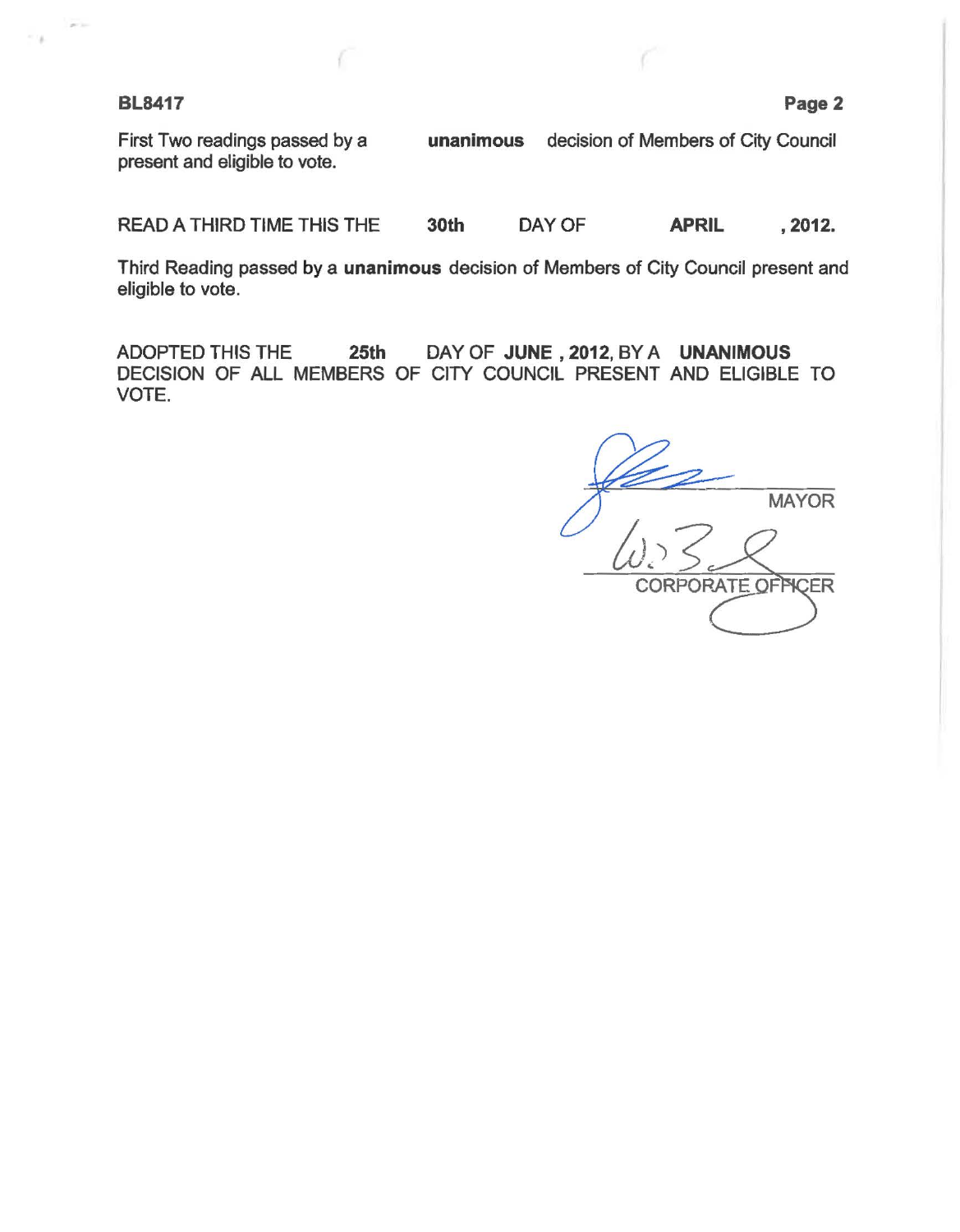First Two readings passed by a **unanimous** decision of Members of City Council present and eligible to vote.

READ A THIRD TIME THIS THE **30th** DAY OF **APRIL**, **2012.**

Third Reading passed by a **unanimous** decision of Members of City Council present and eligible to vote.

ADOPTED THIS THE **25th** DAY OF **JUNE , 2012**, BY A **UNANIMOUS** DECISION OF ALL MEMBERS OF CITY COUNCIL PRESENT AND ELIGIBLE TO VOTE.

MAYOR

CORPORATE OFFICER